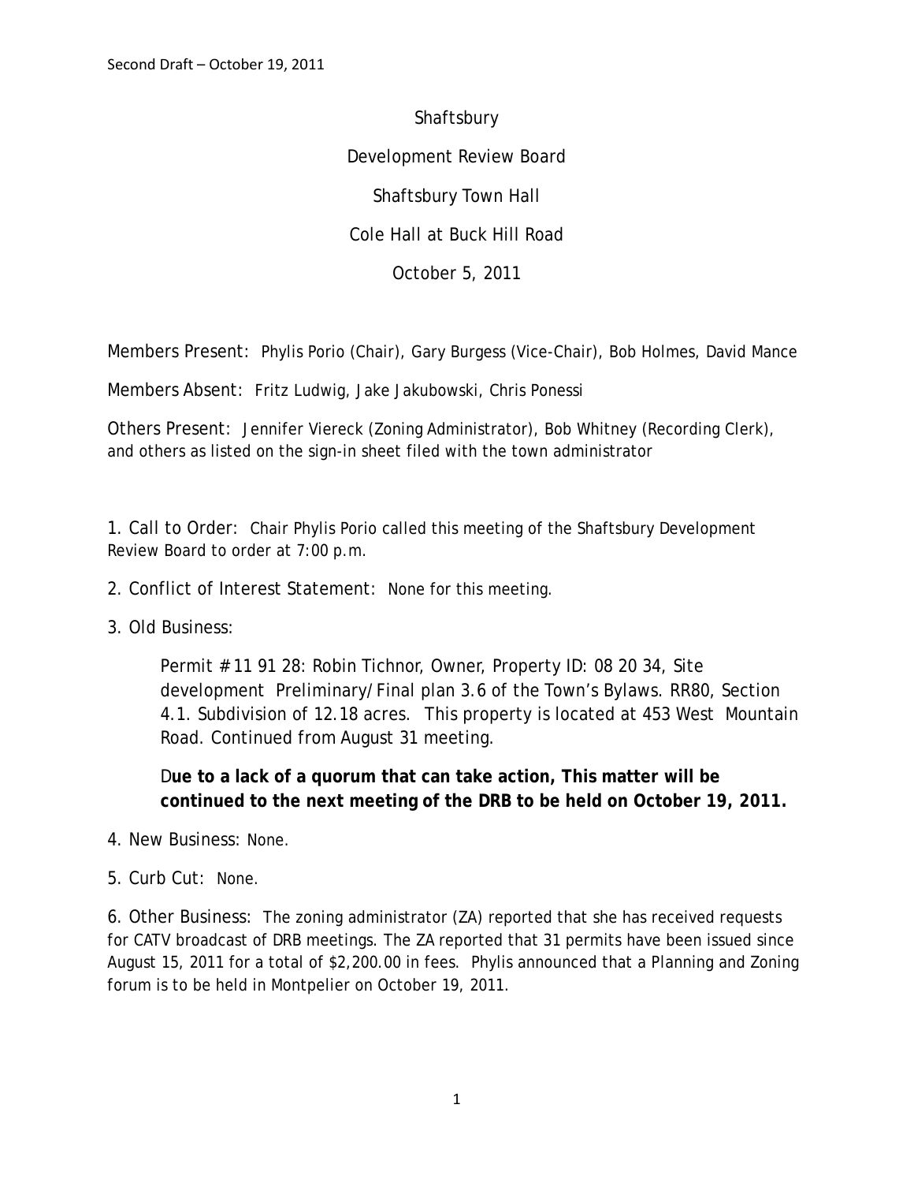Second Draft – October 19, 2011

Shaftsbury

Development Review Board

Shaftsbury Town Hall

Cole Hall at Buck Hill Road

October 5, 2011

Members Present: Phylis Porio (Chair), Gary Burgess (Vice-Chair), Bob Holmes, David Mance

Members Absent: Fritz Ludwig, Jake Jakubowski, Chris Ponessi

Others Present: Jennifer Viereck (Zoning Administrator), Bob Whitney (Recording Clerk), and others as listed on the sign-in sheet filed with the town administrator

1. Call to Order: Chair Phylis Porio called this meeting of the Shaftsbury Development Review Board to order at 7:00 p.m.

2. Conflict of Interest Statement: None for this meeting.

3. Old Business:

> Permit # 11 91 28: Robin Tichnor, Owner, Property ID: 08 20 34, Site development Preliminary/Final plan 3.6 of the Town's Bylaws. RR80, Section 4.1. Subdivision of 12.18 acres. This property is located at 453 West Mountain Road. Continued from August 31 meeting.
>
> **Due to a lack of a quorum that can take action, This matter will be continued to the next meeting of the DRB to be held on October 19, 2011.**

4. New Business: None.

5. Curb Cut: None.

6. Other Business: The zoning administrator (ZA) reported that she has received requests for CATV broadcast of DRB meetings. The ZA reported that 31 permits have been issued since August 15, 2011 for a total of $2,200.00 in fees. Phylis announced that a Planning and Zoning forum is to be held in Montpelier on October 19, 2011.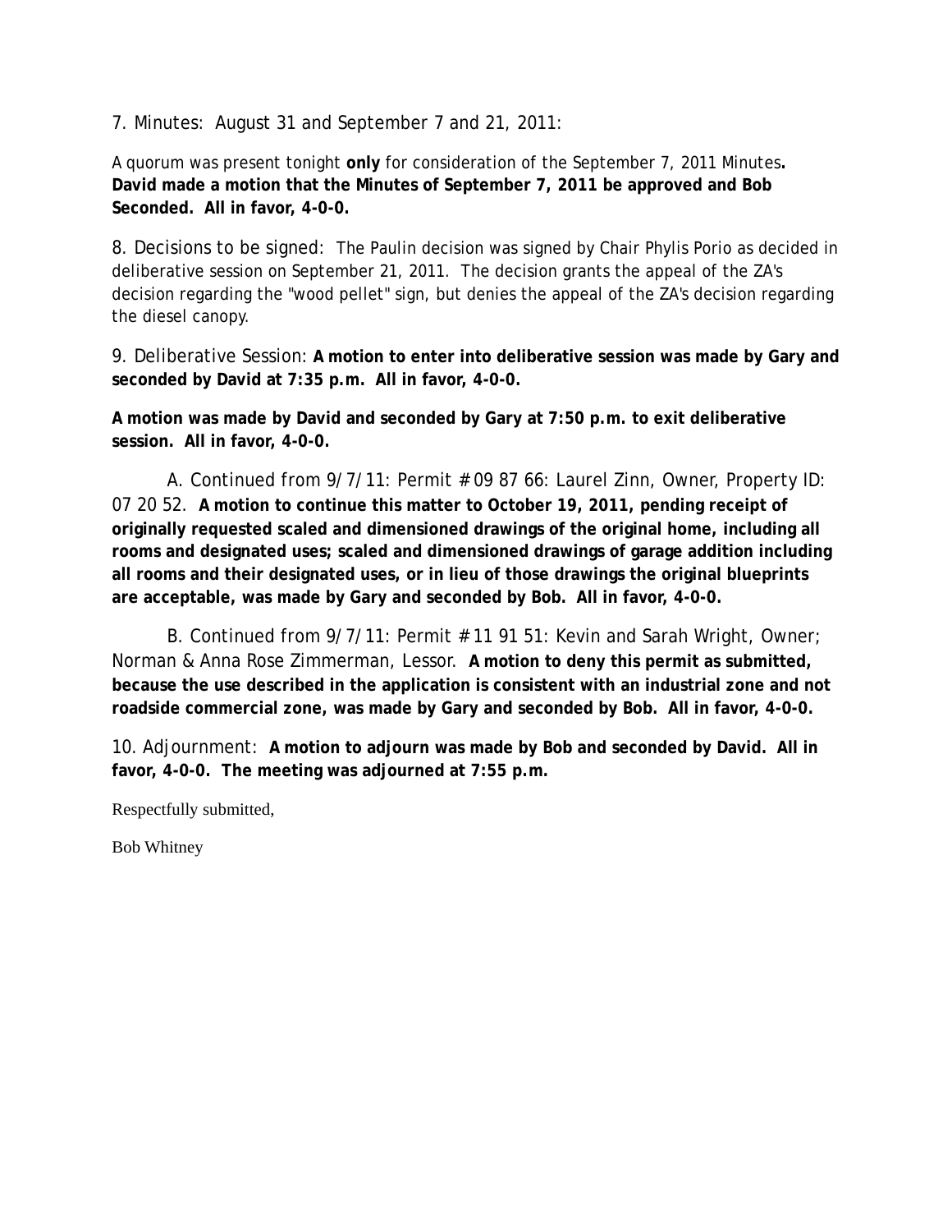7. Minutes: August 31 and September 7 and 21, 2011:

A quorum was present tonight **only** for consideration of the September 7, 2011 Minutes**. David made a motion that the Minutes of September 7, 2011 be approved and Bob Seconded. All in favor, 4-0-0.**

8. Decisions to be signed: The Paulin decision was signed by Chair Phylis Porio as decided in deliberative session on September 21, 2011. The decision grants the appeal of the ZA's decision regarding the "wood pellet" sign, but denies the appeal of the ZA's decision regarding the diesel canopy.

9. Deliberative Session: **A motion to enter into deliberative session was made by Gary and seconded by David at 7:35 p.m. All in favor, 4-0-0.**

**A motion was made by David and seconded by Gary at 7:50 p.m. to exit deliberative session. All in favor, 4-0-0.**

A. Continued from 9/7/11: Permit # 09 87 66: Laurel Zinn, Owner, Property ID: 07 20 52. **A motion to continue this matter to October 19, 2011, pending receipt of originally requested scaled and dimensioned drawings of the original home, including all rooms and designated uses; scaled and dimensioned drawings of garage addition including all rooms and their designated uses, or in lieu of those drawings the original blueprints are acceptable, was made by Gary and seconded by Bob. All in favor, 4-0-0.**

B. Continued from 9/7/11: Permit # 11 91 51: Kevin and Sarah Wright, Owner; Norman & Anna Rose Zimmerman, Lessor. **A motion to deny this permit as submitted, because the use described in the application is consistent with an industrial zone and not roadside commercial zone, was made by Gary and seconded by Bob. All in favor, 4-0-0.**

10. Adjournment: **A motion to adjourn was made by Bob and seconded by David. All in favor, 4-0-0. The meeting was adjourned at 7:55 p.m.**

Respectfully submitted,

Bob Whitney